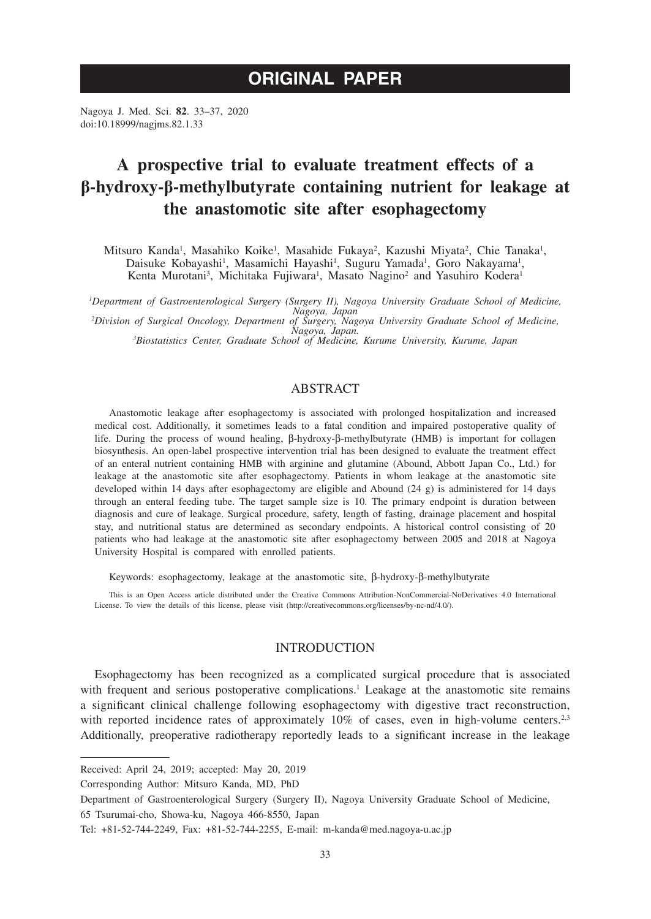# ORIGINAL PAPER

Nagoya J. Med. Sci. **82**. 33–37, 2020
doi:10.18999/nagjms.82.1.33

# A prospective trial to evaluate treatment effects of a β-hydroxy-β-methylbutyrate containing nutrient for leakage at the anastomotic site after esophagectomy

Mitsuro Kanda[1], Masahiko Koike[1], Masahide Fukaya[2], Kazushi Miyata[2], Chie Tanaka[1], Daisuke Kobayashi[1], Masamichi Hayashi[1], Suguru Yamada[1], Goro Nakayama[1], Kenta Murotani[3], Michitaka Fujiwara[1], Masato Nagino[2] and Yasuhiro Kodera[1]

[1]*Department of Gastroenterological Surgery (Surgery II), Nagoya University Graduate School of Medicine, Nagoya, Japan*
[2]*Division of Surgical Oncology, Department of Surgery, Nagoya University Graduate School of Medicine, Nagoya, Japan.*
[3]*Biostatistics Center, Graduate School of Medicine, Kurume University, Kurume, Japan*

## ABSTRACT

Anastomotic leakage after esophagectomy is associated with prolonged hospitalization and increased medical cost. Additionally, it sometimes leads to a fatal condition and impaired postoperative quality of life. During the process of wound healing, β-hydroxy-β-methylbutyrate (HMB) is important for collagen biosynthesis. An open-label prospective intervention trial has been designed to evaluate the treatment effect of an enteral nutrient containing HMB with arginine and glutamine (Abound, Abbott Japan Co., Ltd.) for leakage at the anastomotic site after esophagectomy. Patients in whom leakage at the anastomotic site developed within 14 days after esophagectomy are eligible and Abound (24 g) is administered for 14 days through an enteral feeding tube. The target sample size is 10. The primary endpoint is duration between diagnosis and cure of leakage. Surgical procedure, safety, length of fasting, drainage placement and hospital stay, and nutritional status are determined as secondary endpoints. A historical control consisting of 20 patients who had leakage at the anastomotic site after esophagectomy between 2005 and 2018 at Nagoya University Hospital is compared with enrolled patients.

Keywords: esophagectomy, leakage at the anastomotic site, β-hydroxy-β-methylbutyrate

This is an Open Access article distributed under the Creative Commons Attribution-NonCommercial-NoDerivatives 4.0 International License. To view the details of this license, please visit (http://creativecommons.org/licenses/by-nc-nd/4.0/).

## INTRODUCTION

Esophagectomy has been recognized as a complicated surgical procedure that is associated with frequent and serious postoperative complications.[1] Leakage at the anastomotic site remains a significant clinical challenge following esophagectomy with digestive tract reconstruction, with reported incidence rates of approximately 10% of cases, even in high-volume centers.[2,3] Additionally, preoperative radiotherapy reportedly leads to a significant increase in the leakage

---

Received: April 24, 2019; accepted: May 20, 2019

Corresponding Author: Mitsuro Kanda, MD, PhD

Department of Gastroenterological Surgery (Surgery II), Nagoya University Graduate School of Medicine,

65 Tsurumai-cho, Showa-ku, Nagoya 466-8550, Japan

Tel: +81-52-744-2249, Fax: +81-52-744-2255, E-mail: m-kanda@med.nagoya-u.ac.jp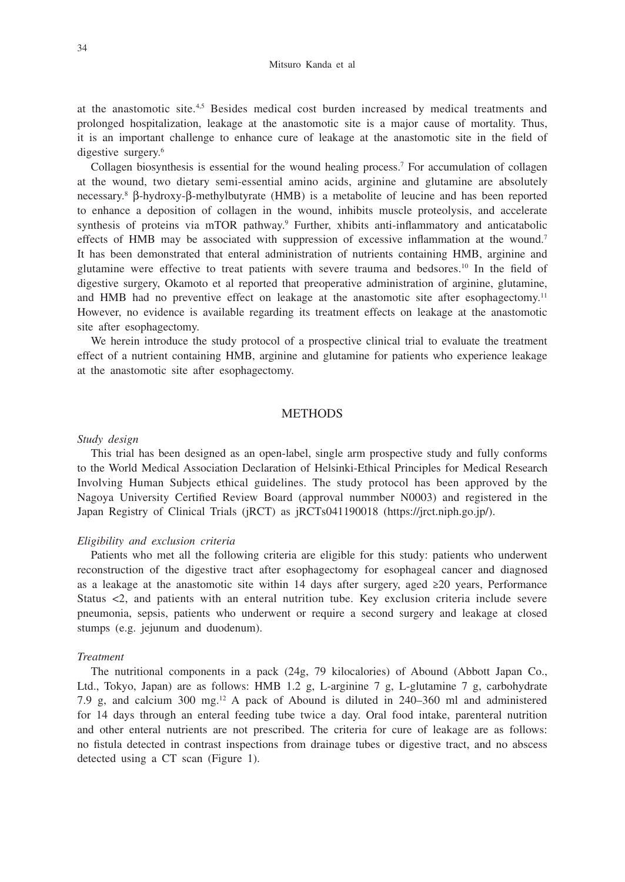at the anastomotic site.[4,5] Besides medical cost burden increased by medical treatments and prolonged hospitalization, leakage at the anastomotic site is a major cause of mortality. Thus, it is an important challenge to enhance cure of leakage at the anastomotic site in the field of digestive surgery.[6]

Collagen biosynthesis is essential for the wound healing process.[7] For accumulation of collagen at the wound, two dietary semi-essential amino acids, arginine and glutamine are absolutely necessary.[8] β-hydroxy-β-methylbutyrate (HMB) is a metabolite of leucine and has been reported to enhance a deposition of collagen in the wound, inhibits muscle proteolysis, and accelerate synthesis of proteins via mTOR pathway.[9] Further, xhibits anti-inflammatory and anticatabolic effects of HMB may be associated with suppression of excessive inflammation at the wound.[7] It has been demonstrated that enteral administration of nutrients containing HMB, arginine and glutamine were effective to treat patients with severe trauma and bedsores.[10] In the field of digestive surgery, Okamoto et al reported that preoperative administration of arginine, glutamine, and HMB had no preventive effect on leakage at the anastomotic site after esophagectomy.[11] However, no evidence is available regarding its treatment effects on leakage at the anastomotic site after esophagectomy.

We herein introduce the study protocol of a prospective clinical trial to evaluate the treatment effect of a nutrient containing HMB, arginine and glutamine for patients who experience leakage at the anastomotic site after esophagectomy.

## METHODS

### *Study design*

This trial has been designed as an open-label, single arm prospective study and fully conforms to the World Medical Association Declaration of Helsinki-Ethical Principles for Medical Research Involving Human Subjects ethical guidelines. The study protocol has been approved by the Nagoya University Certified Review Board (approval nummber N0003) and registered in the Japan Registry of Clinical Trials (jRCT) as jRCTs041190018 (https://jrct.niph.go.jp/).

### *Eligibility and exclusion criteria*

Patients who met all the following criteria are eligible for this study: patients who underwent reconstruction of the digestive tract after esophagectomy for esophageal cancer and diagnosed as a leakage at the anastomotic site within 14 days after surgery, aged ≥20 years, Performance Status <2, and patients with an enteral nutrition tube. Key exclusion criteria include severe pneumonia, sepsis, patients who underwent or require a second surgery and leakage at closed stumps (e.g. jejunum and duodenum).

### *Treatment*

The nutritional components in a pack (24g, 79 kilocalories) of Abound (Abbott Japan Co., Ltd., Tokyo, Japan) are as follows: HMB 1.2 g, L-arginine 7 g, L-glutamine 7 g, carbohydrate 7.9 g, and calcium 300 mg.[12] A pack of Abound is diluted in 240–360 ml and administered for 14 days through an enteral feeding tube twice a day. Oral food intake, parenteral nutrition and other enteral nutrients are not prescribed. The criteria for cure of leakage are as follows: no fistula detected in contrast inspections from drainage tubes or digestive tract, and no abscess detected using a CT scan (Figure 1).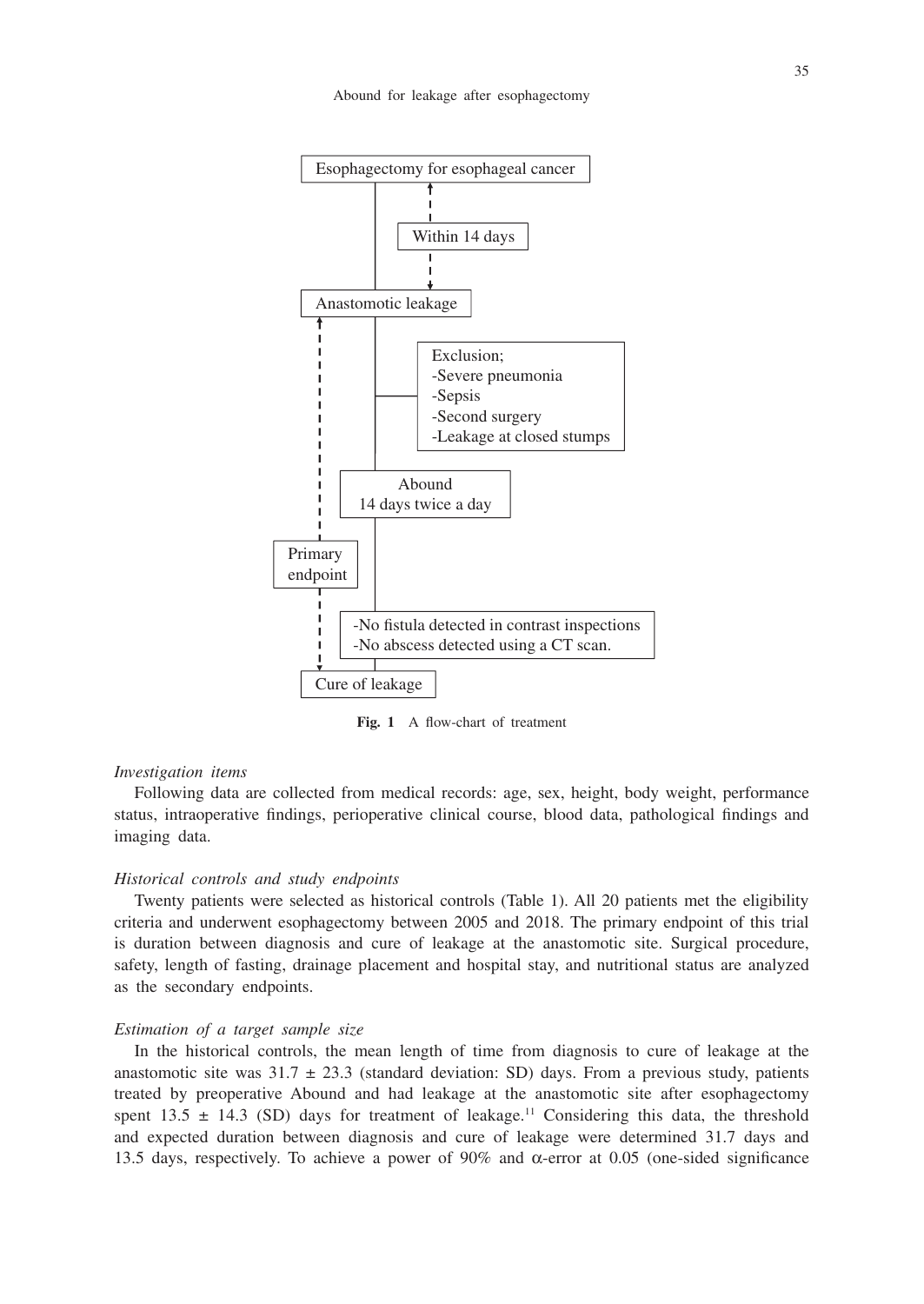Esophagectomy for esophageal cancer

Within 14 days

Anastomotic leakage

Exclusion;
-Severe pneumonia
-Sepsis
-Second surgery
-Leakage at closed stumps

Abound
14 days twice a day

Primary endpoint

-No fistula detected in contrast inspections
-No abscess detected using a CT scan.

Cure of leakage

**Fig. 1** A flow-chart of treatment

*Investigation items*

Following data are collected from medical records: age, sex, height, body weight, performance status, intraoperative findings, perioperative clinical course, blood data, pathological findings and imaging data.

*Historical controls and study endpoints*

Twenty patients were selected as historical controls (Table 1). All 20 patients met the eligibility criteria and underwent esophagectomy between 2005 and 2018. The primary endpoint of this trial is duration between diagnosis and cure of leakage at the anastomotic site. Surgical procedure, safety, length of fasting, drainage placement and hospital stay, and nutritional status are analyzed as the secondary endpoints.

*Estimation of a target sample size*

In the historical controls, the mean length of time from diagnosis to cure of leakage at the anastomotic site was $31.7 \pm 23.3$ (standard deviation: SD) days. From a previous study, patients treated by preoperative Abound and had leakage at the anastomotic site after esophagectomy spent $13.5 \pm 14.3$ (SD) days for treatment of leakage.[11] Considering this data, the threshold and expected duration between diagnosis and cure of leakage were determined 31.7 days and 13.5 days, respectively. To achieve a power of 90% and $\alpha$-error at 0.05 (one-sided significance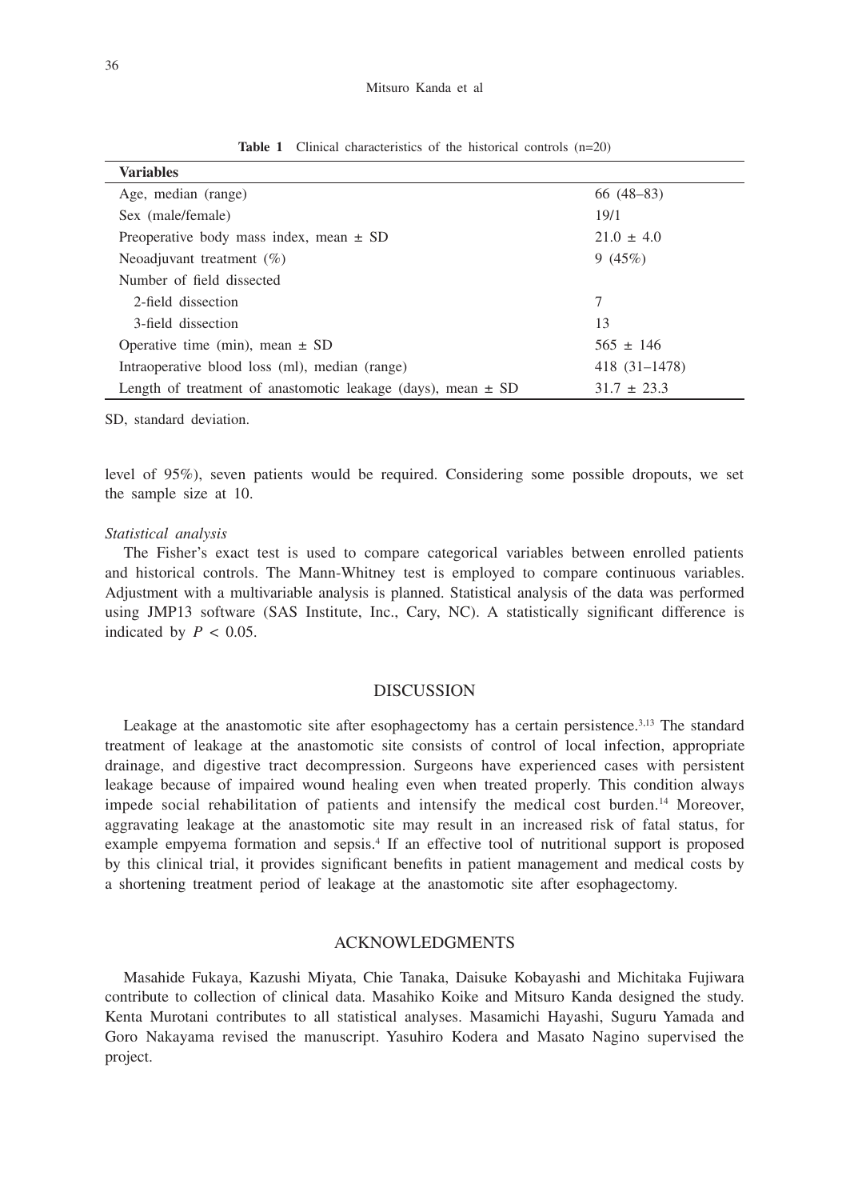**Table 1** Clinical characteristics of the historical controls (n=20)

| Variables | |
|---|---|
| Age, median (range) | 66 (48–83) |
| Sex (male/female) | 19/1 |
| Preoperative body mass index, mean ± SD | 21.0 ± 4.0 |
| Neoadjuvant treatment (%) | 9 (45%) |
| Number of field dissected | |
| 2-field dissection | 7 |
| 3-field dissection | 13 |
| Operative time (min), mean ± SD | 565 ± 146 |
| Intraoperative blood loss (ml), median (range) | 418 (31–1478) |
| Length of treatment of anastomotic leakage (days), mean ± SD | 31.7 ± 23.3 |

SD, standard deviation.

level of 95%), seven patients would be required. Considering some possible dropouts, we set the sample size at 10.

*Statistical analysis*

The Fisher's exact test is used to compare categorical variables between enrolled patients and historical controls. The Mann-Whitney test is employed to compare continuous variables. Adjustment with a multivariable analysis is planned. Statistical analysis of the data was performed using JMP13 software (SAS Institute, Inc., Cary, NC). A statistically significant difference is indicated by $P < 0.05$.

## DISCUSSION

Leakage at the anastomotic site after esophagectomy has a certain persistence.[3,13] The standard treatment of leakage at the anastomotic site consists of control of local infection, appropriate drainage, and digestive tract decompression. Surgeons have experienced cases with persistent leakage because of impaired wound healing even when treated properly. This condition always impede social rehabilitation of patients and intensify the medical cost burden.[14] Moreover, aggravating leakage at the anastomotic site may result in an increased risk of fatal status, for example empyema formation and sepsis.[4] If an effective tool of nutritional support is proposed by this clinical trial, it provides significant benefits in patient management and medical costs by a shortening treatment period of leakage at the anastomotic site after esophagectomy.

## ACKNOWLEDGMENTS

Masahide Fukaya, Kazushi Miyata, Chie Tanaka, Daisuke Kobayashi and Michitaka Fujiwara contribute to collection of clinical data. Masahiko Koike and Mitsuro Kanda designed the study. Kenta Murotani contributes to all statistical analyses. Masamichi Hayashi, Suguru Yamada and Goro Nakayama revised the manuscript. Yasuhiro Kodera and Masato Nagino supervised the project.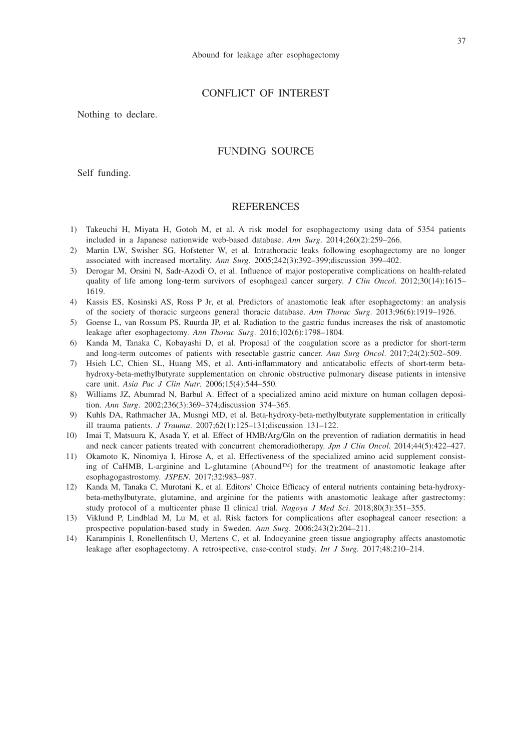## CONFLICT OF INTEREST

Nothing to declare.

## FUNDING SOURCE

Self funding.

## REFERENCES

1) Takeuchi H, Miyata H, Gotoh M, et al. A risk model for esophagectomy using data of 5354 patients included in a Japanese nationwide web-based database. *Ann Surg*. 2014;260(2):259–266.
2) Martin LW, Swisher SG, Hofstetter W, et al. Intrathoracic leaks following esophagectomy are no longer associated with increased mortality. *Ann Surg*. 2005;242(3):392–399;discussion 399–402.
3) Derogar M, Orsini N, Sadr-Azodi O, et al. Influence of major postoperative complications on health-related quality of life among long-term survivors of esophageal cancer surgery. *J Clin Oncol*. 2012;30(14):1615–1619.
4) Kassis ES, Kosinski AS, Ross P Jr, et al. Predictors of anastomotic leak after esophagectomy: an analysis of the society of thoracic surgeons general thoracic database. *Ann Thorac Surg*. 2013;96(6):1919–1926.
5) Goense L, van Rossum PS, Ruurda JP, et al. Radiation to the gastric fundus increases the risk of anastomotic leakage after esophagectomy. *Ann Thorac Surg*. 2016;102(6):1798–1804.
6) Kanda M, Tanaka C, Kobayashi D, et al. Proposal of the coagulation score as a predictor for short-term and long-term outcomes of patients with resectable gastric cancer. *Ann Surg Oncol*. 2017;24(2):502–509.
7) Hsieh LC, Chien SL, Huang MS, et al. Anti-inflammatory and anticatabolic effects of short-term beta-hydroxy-beta-methylbutyrate supplementation on chronic obstructive pulmonary disease patients in intensive care unit. *Asia Pac J Clin Nutr*. 2006;15(4):544–550.
8) Williams JZ, Abumrad N, Barbul A. Effect of a specialized amino acid mixture on human collagen deposition. *Ann Surg*. 2002;236(3):369–374;discussion 374–365.
9) Kuhls DA, Rathmacher JA, Musngi MD, et al. Beta-hydroxy-beta-methylbutyrate supplementation in critically ill trauma patients. *J Trauma*. 2007;62(1):125–131;discussion 131–122.
10) Imai T, Matsuura K, Asada Y, et al. Effect of HMB/Arg/Gln on the prevention of radiation dermatitis in head and neck cancer patients treated with concurrent chemoradiotherapy. *Jpn J Clin Oncol*. 2014;44(5):422–427.
11) Okamoto K, Ninomiya I, Hirose A, et al. Effectiveness of the specialized amino acid supplement consisting of CaHMB, L-arginine and L-glutamine (Abound™) for the treatment of anastomotic leakage after esophagogastrostomy. *JSPEN*. 2017;32:983–987.
12) Kanda M, Tanaka C, Murotani K, et al. Editors' Choice Efficacy of enteral nutrients containing beta-hydroxy-beta-methylbutyrate, glutamine, and arginine for the patients with anastomotic leakage after gastrectomy: study protocol of a multicenter phase II clinical trial. *Nagoya J Med Sci*. 2018;80(3):351–355.
13) Viklund P, Lindblad M, Lu M, et al. Risk factors for complications after esophageal cancer resection: a prospective population-based study in Sweden. *Ann Surg*. 2006;243(2):204–211.
14) Karampinis I, Ronellenfitsch U, Mertens C, et al. Indocyanine green tissue angiography affects anastomotic leakage after esophagectomy. A retrospective, case-control study. *Int J Surg*. 2017;48:210–214.